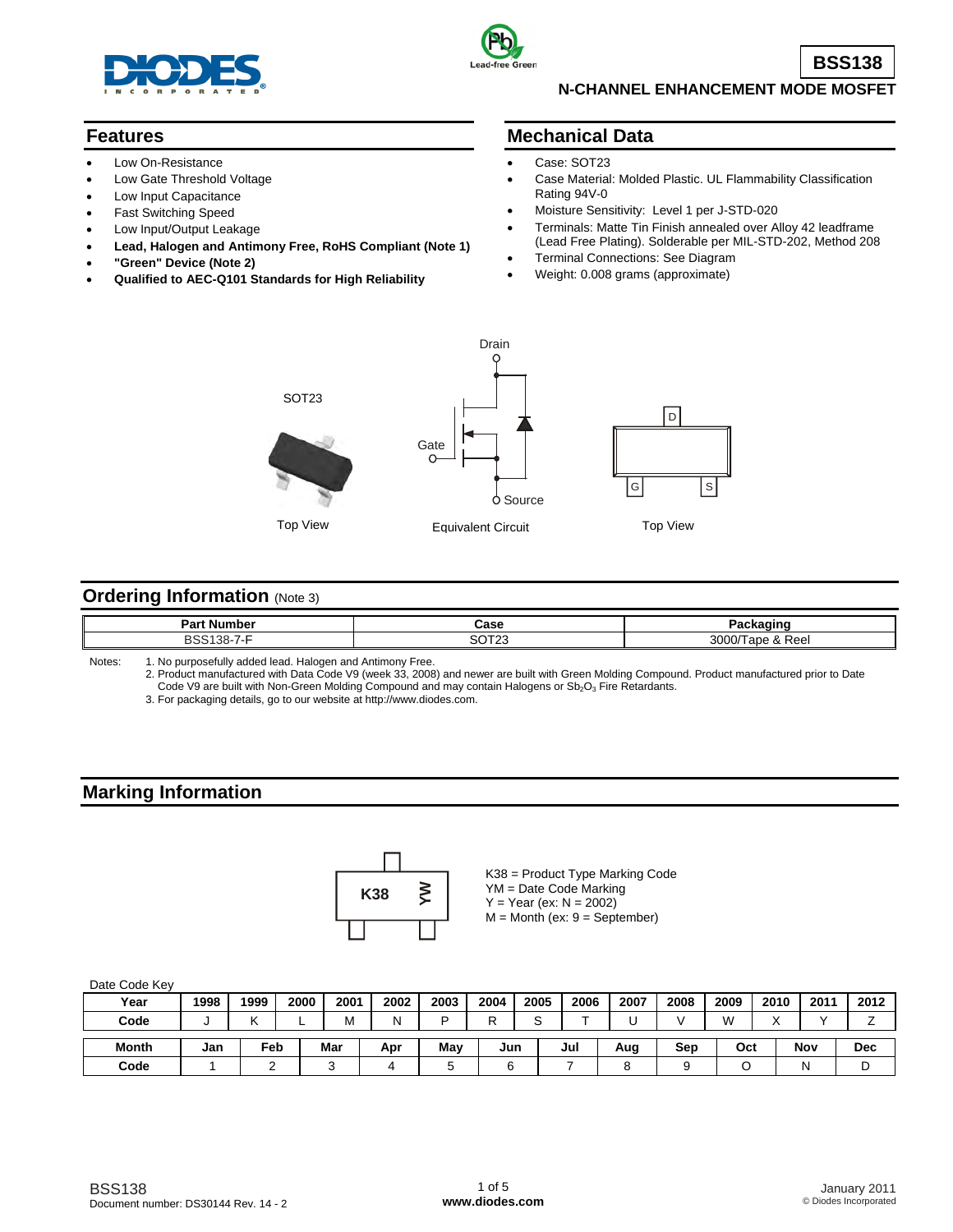# BSS138

## N-CHANNEL ENHANCEMENT MODE MOSFET

## Features

- Low On-Resistance
- Low Gate Threshold Voltage
- Low Input Capacitance
- Fast Switching Speed
- Low Input/Output Leakage
- **Lead, Halogen and Antimony Free, RoHS Compliant (Note 1)**
- **"Green" Device (Note 2)**
- **Qualified to AEC-Q101 Standards for High Reliability**

## Mechanical Data

- Case: SOT23
- Case Material: Molded Plastic. UL Flammability Classification Rating 94V-0
- Moisture Sensitivity: Level 1 per J-STD-020
- Terminals: Matte Tin Finish annealed over Alloy 42 leadframe (Lead Free Plating). Solderable per MIL-STD-202, Method 208
- Terminal Connections: See Diagram
- Weight: 0.008 grams (approximate)

SOT23

Top View

Drain

Gate

Source

Equivalent Circuit

D

G S

Top View

## Ordering Information (Note 3)

| Part Number | Case | Packaging |
|---|---|---|
| BSS138-7-F | SOT23 | 3000/Tape & Reel |

Notes:
1. No purposefully added lead. Halogen and Antimony Free.
2. Product manufactured with Data Code V9 (week 33, 2008) and newer are built with Green Molding Compound. Product manufactured prior to Date Code V9 are built with Non-Green Molding Compound and may contain Halogens or $Sb_2O_3$ Fire Retardants.
3. For packaging details, go to our website at http://www.diodes.com.

## Marking Information

K38 YM

K38 = Product Type Marking Code
YM = Date Code Marking
Y = Year (ex: N = 2002)
M = Month (ex: 9 = September)

Date Code Key

| Year | 1998 | 1999 | 2000 | 2001 | 2002 | 2003 | 2004 | 2005 | 2006 | 2007 | 2008 | 2009 | 2010 | 2011 | 2012 |
|---|---|---|---|---|---|---|---|---|---|---|---|---|---|---|---|
| Code | J | K | L | M | N | P | R | S | T | U | V | W | X | Y | Z |

| Month | Jan | Feb | Mar | Apr | May | Jun | Jul | Aug | Sep | Oct | Nov | Dec |
|---|---|---|---|---|---|---|---|---|---|---|---|---|
| Code | 1 | 2 | 3 | 4 | 5 | 6 | 7 | 8 | 9 | O | N | D |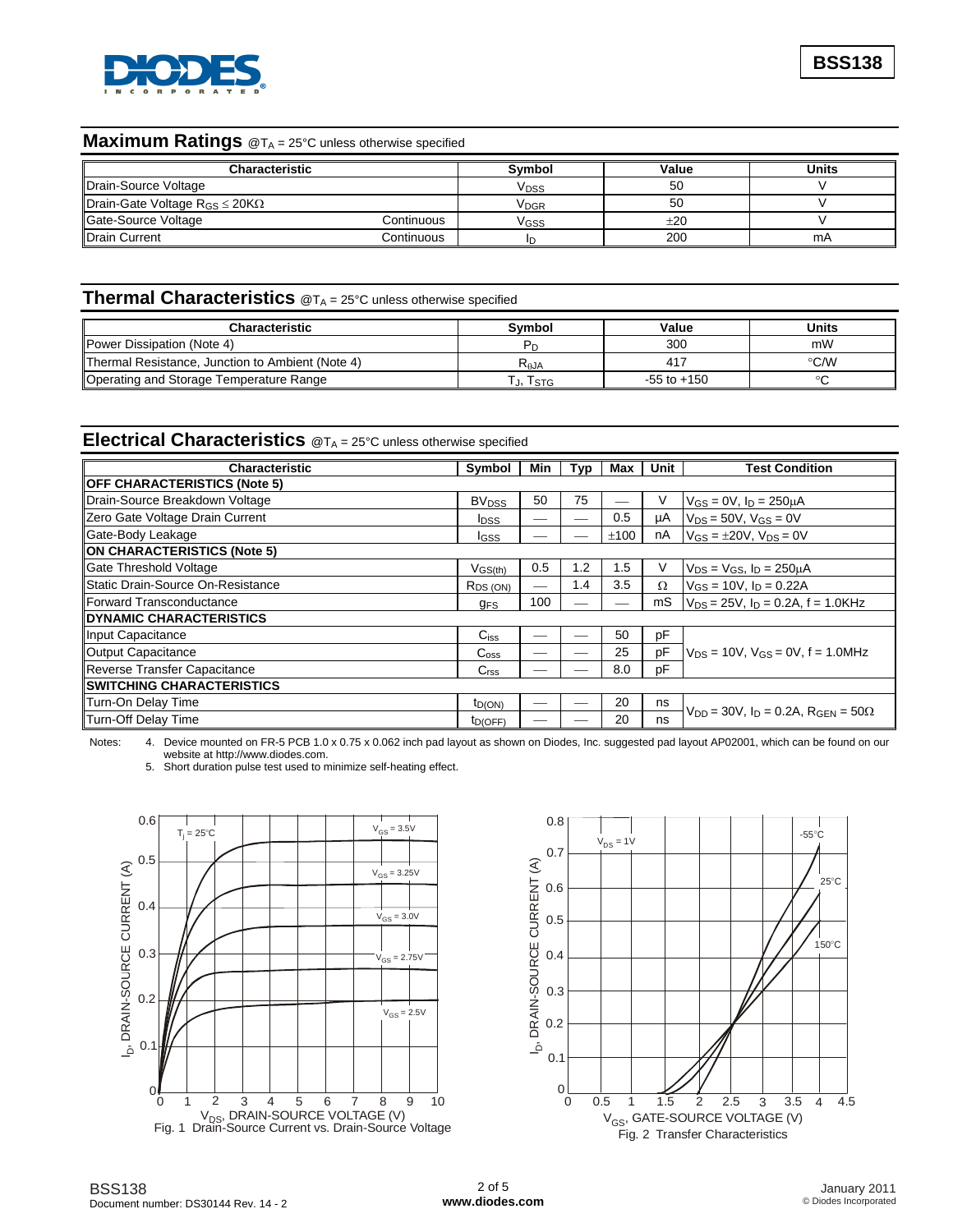## Maximum Ratings @$T_A$ = 25°C unless otherwise specified

| Characteristic | | Symbol | Value | Units |
|---|---|---|---|---|
| Drain-Source Voltage | | $V_{DSS}$ | 50 | V |
| Drain-Gate Voltage $R_{GS} \leq 20K\Omega$ | | $V_{DGR}$ | 50 | V |
| Gate-Source Voltage | Continuous | $V_{GSS}$ | ±20 | V |
| Drain Current | Continuous | $I_D$ | 200 | mA |

## Thermal Characteristics @$T_A$ = 25°C unless otherwise specified

| Characteristic | Symbol | Value | Units |
|---|---|---|---|
| Power Dissipation (Note 4) | $P_D$ | 300 | mW |
| Thermal Resistance, Junction to Ambient (Note 4) | $R_{\theta JA}$ | 417 | °C/W |
| Operating and Storage Temperature Range | $T_J, T_{STG}$ | -55 to +150 | °C |

## Electrical Characteristics @$T_A$ = 25°C unless otherwise specified

| Characteristic | Symbol | Min | Typ | Max | Unit | Test Condition |
|---|---|---|---|---|---|---|
| **OFF CHARACTERISTICS (Note 5)** | | | | | | |
| Drain-Source Breakdown Voltage | $BV_{DSS}$ | 50 | 75 | — | V | $V_{GS}$ = 0V, $I_D$ = 250μA |
| Zero Gate Voltage Drain Current | $I_{DSS}$ | — | — | 0.5 | μA | $V_{DS}$ = 50V, $V_{GS}$ = 0V |
| Gate-Body Leakage | $I_{GSS}$ | — | — | ±100 | nA | $V_{GS}$ = ±20V, $V_{DS}$ = 0V |
| **ON CHARACTERISTICS (Note 5)** | | | | | | |
| Gate Threshold Voltage | $V_{GS(th)}$ | 0.5 | 1.2 | 1.5 | V | $V_{DS}$ = $V_{GS}$, $I_D$ = 250μA |
| Static Drain-Source On-Resistance | $R_{DS(ON)}$ | — | 1.4 | 3.5 | Ω | $V_{GS}$ = 10V, $I_D$ = 0.22A |
| Forward Transconductance | $g_{FS}$ | 100 | — | — | mS | $V_{DS}$ = 25V, $I_D$ = 0.2A, f = 1.0KHz |
| **DYNAMIC CHARACTERISTICS** | | | | | | |
| Input Capacitance | $C_{iss}$ | — | — | 50 | pF | $V_{DS}$ = 10V, $V_{GS}$ = 0V, f = 1.0MHz |
| Output Capacitance | $C_{oss}$ | — | — | 25 | pF | |
| Reverse Transfer Capacitance | $C_{rss}$ | — | — | 8.0 | pF | |
| **SWITCHING CHARACTERISTICS** | | | | | | |
| Turn-On Delay Time | $t_{D(ON)}$ | — | — | 20 | ns | $V_{DD}$ = 30V, $I_D$ = 0.2A, $R_{GEN}$ = 50Ω |
| Turn-Off Delay Time | $t_{D(OFF)}$ | — | — | 20 | ns | |

Notes:
4. Device mounted on FR-5 PCB 1.0 x 0.75 x 0.062 inch pad layout as shown on Diodes, Inc. suggested pad layout AP02001, which can be found on our website at http://www.diodes.com.
5. Short duration pulse test used to minimize self-heating effect.

Fig. 1 Drain-Source Current vs. Drain-Source Voltage

Fig. 2 Transfer Characteristics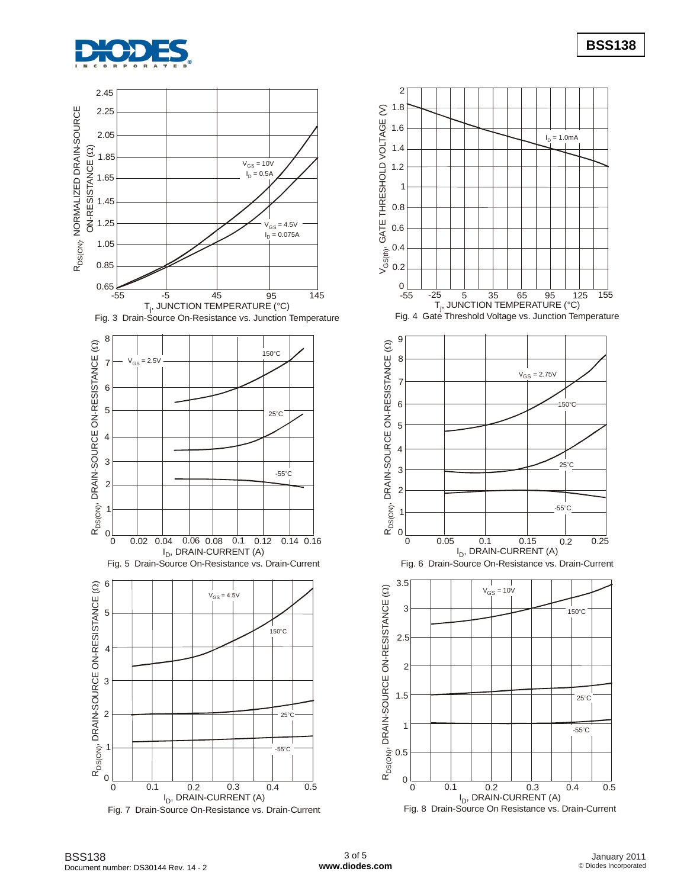Fig. 3 Drain-Source On-Resistance vs. Junction Temperature

Fig. 4 Gate Threshold Voltage vs. Junction Temperature

Fig. 5 Drain-Source On-Resistance vs. Drain-Current

Fig. 6 Drain-Source On-Resistance vs. Drain-Current

Fig. 7 Drain-Source On-Resistance vs. Drain-Current

Fig. 8 Drain-Source On Resistance vs. Drain-Current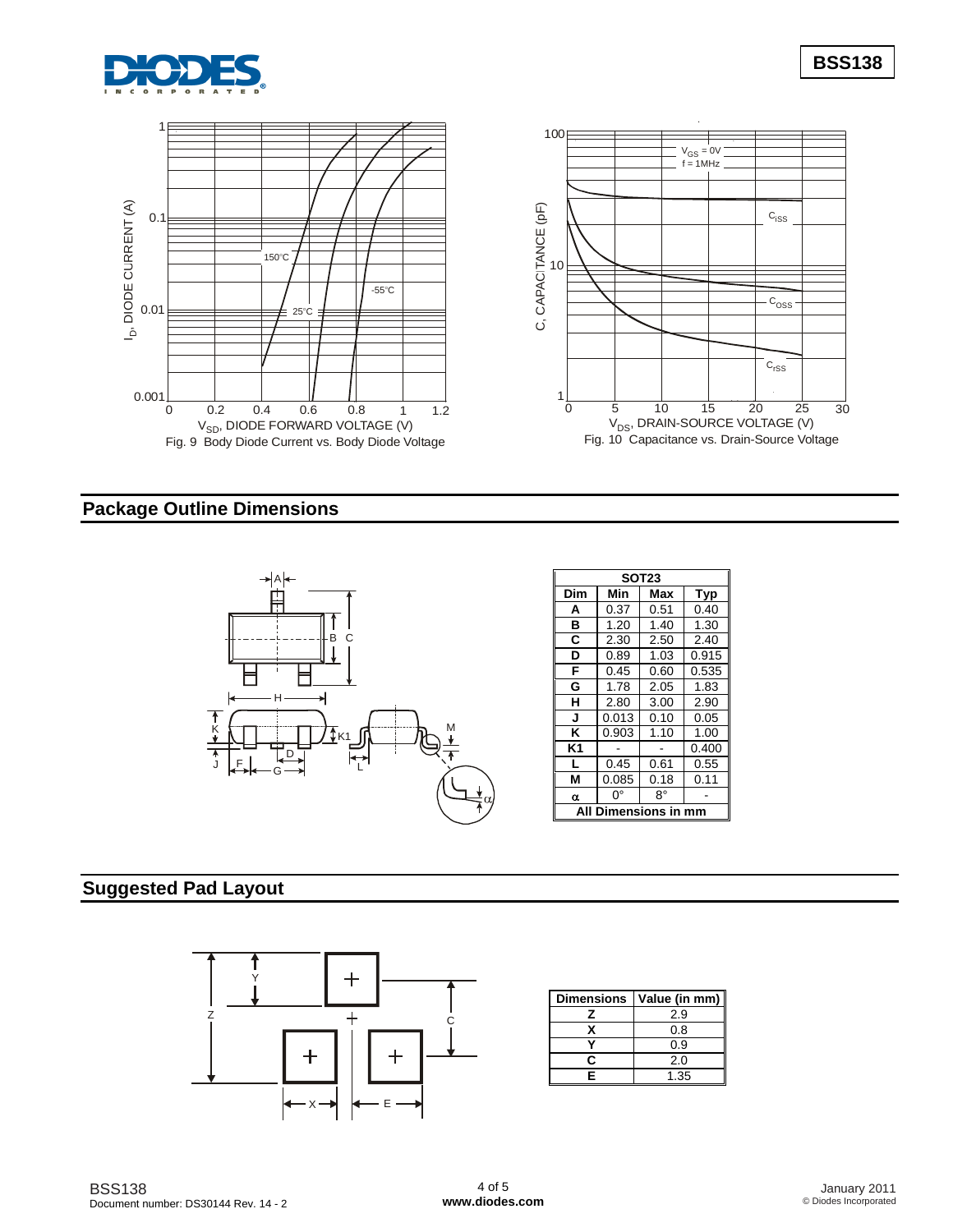Fig. 9 Body Diode Current vs. Body Diode Voltage

Fig. 10 Capacitance vs. Drain-Source Voltage

## Package Outline Dimensions

| SOT23 | | | |
|---|---|---|---|
| **Dim** | **Min** | **Max** | **Typ** |
| **A** | 0.37 | 0.51 | 0.40 |
| **B** | 1.20 | 1.40 | 1.30 |
| **C** | 2.30 | 2.50 | 2.40 |
| **D** | 0.89 | 1.03 | 0.915 |
| **F** | 0.45 | 0.60 | 0.535 |
| **G** | 1.78 | 2.05 | 1.83 |
| **H** | 2.80 | 3.00 | 2.90 |
| **J** | 0.013 | 0.10 | 0.05 |
| **K** | 0.903 | 1.10 | 1.00 |
| **K1** | - | - | 0.400 |
| **L** | 0.45 | 0.61 | 0.55 |
| **M** | 0.085 | 0.18 | 0.11 |
| **α** | 0° | 8° | - |
| **All Dimensions in mm** | | | |

## Suggested Pad Layout

| Dimensions | Value (in mm) |
|---|---|
| **Z** | 2.9 |
| **X** | 0.8 |
| **Y** | 0.9 |
| **C** | 2.0 |
| **E** | 1.35 |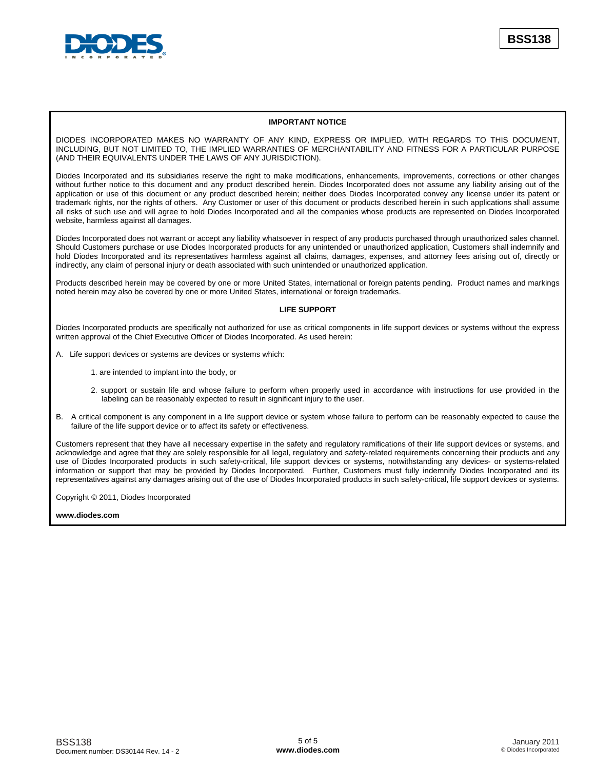## IMPORTANT NOTICE

DIODES INCORPORATED MAKES NO WARRANTY OF ANY KIND, EXPRESS OR IMPLIED, WITH REGARDS TO THIS DOCUMENT, INCLUDING, BUT NOT LIMITED TO, THE IMPLIED WARRANTIES OF MERCHANTABILITY AND FITNESS FOR A PARTICULAR PURPOSE (AND THEIR EQUIVALENTS UNDER THE LAWS OF ANY JURISDICTION).

Diodes Incorporated and its subsidiaries reserve the right to make modifications, enhancements, improvements, corrections or other changes without further notice to this document and any product described herein. Diodes Incorporated does not assume any liability arising out of the application or use of this document or any product described herein; neither does Diodes Incorporated convey any license under its patent or trademark rights, nor the rights of others. Any Customer or user of this document or products described herein in such applications shall assume all risks of such use and will agree to hold Diodes Incorporated and all the companies whose products are represented on Diodes Incorporated website, harmless against all damages.

Diodes Incorporated does not warrant or accept any liability whatsoever in respect of any products purchased through unauthorized sales channel. Should Customers purchase or use Diodes Incorporated products for any unintended or unauthorized application, Customers shall indemnify and hold Diodes Incorporated and its representatives harmless against all claims, damages, expenses, and attorney fees arising out of, directly or indirectly, any claim of personal injury or death associated with such unintended or unauthorized application.

Products described herein may be covered by one or more United States, international or foreign patents pending. Product names and markings noted herein may also be covered by one or more United States, international or foreign trademarks.

## LIFE SUPPORT

Diodes Incorporated products are specifically not authorized for use as critical components in life support devices or systems without the express written approval of the Chief Executive Officer of Diodes Incorporated. As used herein:

A. Life support devices or systems are devices or systems which:

1. are intended to implant into the body, or
2. support or sustain life and whose failure to perform when properly used in accordance with instructions for use provided in the labeling can be reasonably expected to result in significant injury to the user.

B. A critical component is any component in a life support device or system whose failure to perform can be reasonably expected to cause the failure of the life support device or to affect its safety or effectiveness.

Customers represent that they have all necessary expertise in the safety and regulatory ramifications of their life support devices or systems, and acknowledge and agree that they are solely responsible for all legal, regulatory and safety-related requirements concerning their products and any use of Diodes Incorporated products in such safety-critical, life support devices or systems, notwithstanding any devices- or systems-related information or support that may be provided by Diodes Incorporated. Further, Customers must fully indemnify Diodes Incorporated and its representatives against any damages arising out of the use of Diodes Incorporated products in such safety-critical, life support devices or systems.

Copyright © 2011, Diodes Incorporated

**www.diodes.com**